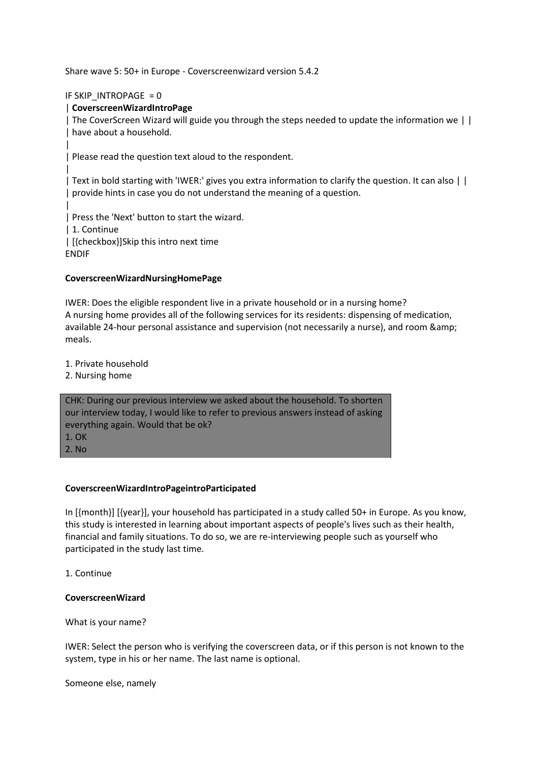Share wave 5: 50+ in Europe - Coverscreenwizard version 5.4.2

IF SKIP_INTROPAGE = 0
| **CoverscreenWizardIntroPage**
| The CoverScreen Wizard will guide you through the steps needed to update the information we | |
| have about a household.
|
| Please read the question text aloud to the respondent.
|
| Text in bold starting with 'IWER:' gives you extra information to clarify the question. It can also | |
| provide hints in case you do not understand the meaning of a question.
|
| Press the 'Next' button to start the wizard.
| 1. Continue
| [{checkbox}]Skip this intro next time
ENDIF

**CoverscreenWizardNursingHomePage**

IWER: Does the eligible respondent live in a private household or in a nursing home?
A nursing home provides all of the following services for its residents: dispensing of medication, available 24-hour personal assistance and supervision (not necessarily a nurse), and room &amp; meals.

1. Private household
2. Nursing home

CHK: During our previous interview we asked about the household. To shorten our interview today, I would like to refer to previous answers instead of asking everything again. Would that be ok?
1. OK
2. No

**CoverscreenWizardIntroPageintroParticipated**

In [{month}] [{year}], your household has participated in a study called 50+ in Europe. As you know, this study is interested in learning about important aspects of people's lives such as their health, financial and family situations. To do so, we are re-interviewing people such as yourself who participated in the study last time.

1. Continue

**CoverscreenWizard**

What is your name?

IWER: Select the person who is verifying the coverscreen data, or if this person is not known to the system, type in his or her name. The last name is optional.

Someone else, namely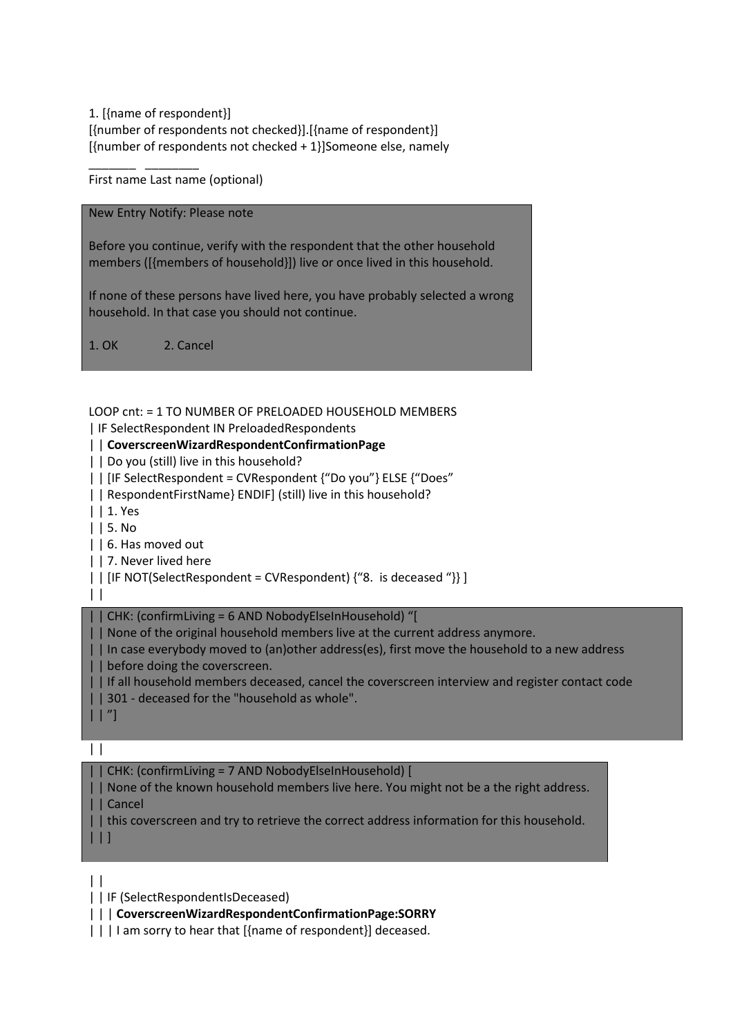1. [{name of respondent}]
[{number of respondents not checked}].[{name of respondent}]
[{number of respondents not checked + 1}]Someone else, namely

_______ ________
First name Last name (optional)

New Entry Notify: Please note

Before you continue, verify with the respondent that the other household members ([{members of household}]) live or once lived in this household.

If none of these persons have lived here, you have probably selected a wrong household. In that case you should not continue.

1. OK 2. Cancel

```
LOOP cnt: = 1 TO NUMBER OF PRELOADED HOUSEHOLD MEMBERS
| IF SelectRespondent IN PreloadedRespondents
| | CoverscreenWizardRespondentConfirmationPage
| | Do you (still) live in this household?
| | [IF SelectRespondent = CVRespondent {"Do you"} ELSE {"Does"
| | RespondentFirstName} ENDIF] (still) live in this household?
| | 1. Yes
| | 5. No
| | 6. Has moved out
| | 7. Never lived here
| | [IF NOT(SelectRespondent = CVRespondent) {"8.  is deceased "}} ]
| |
| | CHK: (confirmLiving = 6 AND NobodyElseInHousehold) "[
| | None of the original household members live at the current address anymore.
| | In case everybody moved to (an)other address(es), first move the household to a new address
| | before doing the coverscreen.
| | If all household members deceased, cancel the coverscreen interview and register contact code
| | 301 - deceased for the "household as whole".
| | "]
| |
| | CHK: (confirmLiving = 7 AND NobodyElseInHousehold) [
| | None of the known household members live here. You might not be a the right address.
| | Cancel
| | this coverscreen and try to retrieve the correct address information for this household.
| | ]
| |
| | IF (SelectRespondentIsDeceased)
| | | CoverscreenWizardRespondentConfirmationPage:SORRY
| | | I am sorry to hear that [{name of respondent}] deceased.
```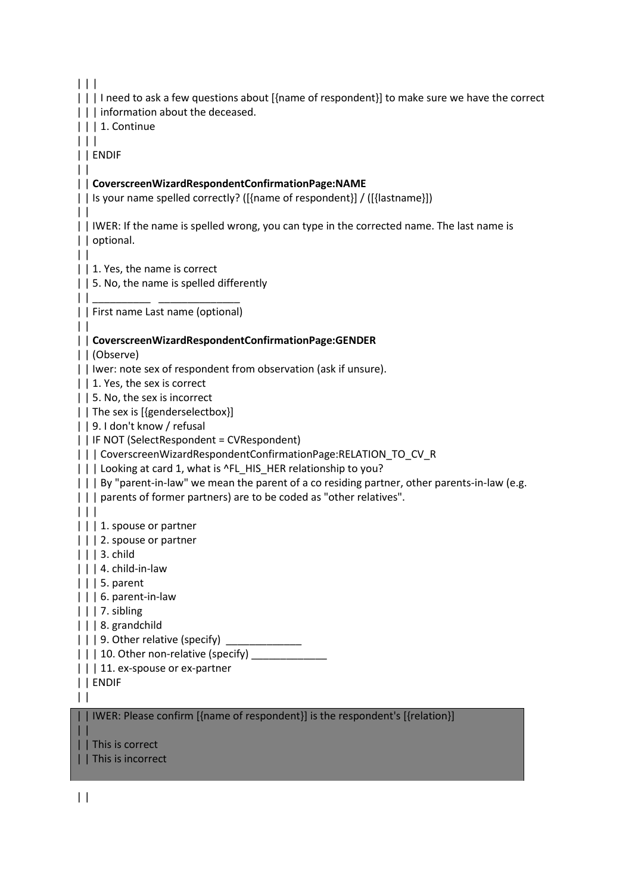| | |
| | | I need to ask a few questions about [{name of respondent}] to make sure we have the correct
| | | information about the deceased.
| | | 1. Continue
| | |
| | ENDIF
| |
| | **CoverscreenWizardRespondentConfirmationPage:NAME**
| | Is your name spelled correctly? ([{name of respondent}] / ([{lastname}])
| |
| | IWER: If the name is spelled wrong, you can type in the corrected name. The last name is
| | optional.
| |
| | 1. Yes, the name is correct
| | 5. No, the name is spelled differently
| | __________ ______________
| | First name Last name (optional)
| |
| | **CoverscreenWizardRespondentConfirmationPage:GENDER**
| | (Observe)
| | Iwer: note sex of respondent from observation (ask if unsure).
| | 1. Yes, the sex is correct
| | 5. No, the sex is incorrect
| | The sex is [{genderselectbox}]
| | 9. I don't know / refusal
| | IF NOT (SelectRespondent = CVRespondent)
| | | CoverscreenWizardRespondentConfirmationPage:RELATION_TO_CV_R
| | | Looking at card 1, what is ^FL_HIS_HER relationship to you?
| | | By "parent-in-law" we mean the parent of a co residing partner, other parents-in-law (e.g.
| | | parents of former partners) are to be coded as "other relatives".
| | |
| | | 1. spouse or partner
| | | 2. spouse or partner
| | | 3. child
| | | 4. child-in-law
| | | 5. parent
| | | 6. parent-in-law
| | | 7. sibling
| | | 8. grandchild
| | | 9. Other relative (specify) _____________
| | | 10. Other non-relative (specify) _____________
| | | 11. ex-spouse or ex-partner
| | ENDIF
| |
| | IWER: Please confirm [{name of respondent}] is the respondent's [{relation}]
| |
| | This is correct
| | This is incorrect

| |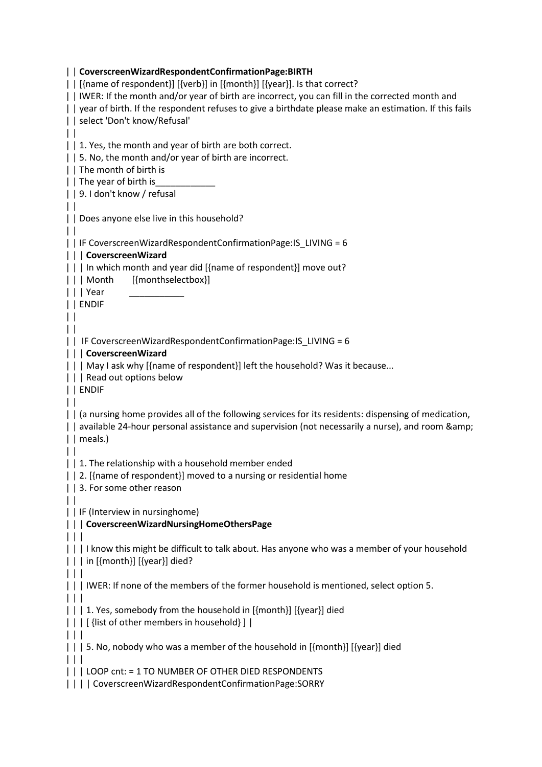| | **CoverscreenWizardRespondentConfirmationPage:BIRTH**
| | [{name of respondent}] [{verb}] in [{month}] [{year}]. Is that correct?
| | IWER: If the month and/or year of birth are incorrect, you can fill in the corrected month and
| | year of birth. If the respondent refuses to give a birthdate please make an estimation. If this fails
| | select 'Don't know/Refusal'
| |
| | 1. Yes, the month and year of birth are both correct.
| | 5. No, the month and/or year of birth are incorrect.
| | The month of birth is
| | The year of birth is____________
| | 9. I don't know / refusal
| |
| | Does anyone else live in this household?
| |
| | IF CoverscreenWizardRespondentConfirmationPage:IS_LIVING = 6
| | | **CoverscreenWizard**
| | | In which month and year did [{name of respondent}] move out?
| | | Month [{monthselectbox}]
| | | Year ___________
| | ENDIF
| |
| |
| | IF CoverscreenWizardRespondentConfirmationPage:IS_LIVING = 6
| | | **CoverscreenWizard**
| | | May I ask why [{name of respondent}] left the household? Was it because...
| | | Read out options below
| | ENDIF
| |
| | (a nursing home provides all of the following services for its residents: dispensing of medication,
| | available 24-hour personal assistance and supervision (not necessarily a nurse), and room &amp;
| | meals.)
| |
| | 1. The relationship with a household member ended
| | 2. [{name of respondent}] moved to a nursing or residential home
| | 3. For some other reason
| |
| | IF (Interview in nursinghome)
| | | **CoverscreenWizardNursingHomeOthersPage**
| | |
| | | I know this might be difficult to talk about. Has anyone who was a member of your household
| | | in [{month}] [{year}] died?
| | |
| | | IWER: If none of the members of the former household is mentioned, select option 5.
| | |
| | | 1. Yes, somebody from the household in [{month}] [{year}] died
| | | [ {list of other members in household} ] |
| | |
| | | 5. No, nobody who was a member of the household in [{month}] [{year}] died
| | |
| | | LOOP cnt: = 1 TO NUMBER OF OTHER DIED RESPONDENTS
| | | | CoverscreenWizardRespondentConfirmationPage:SORRY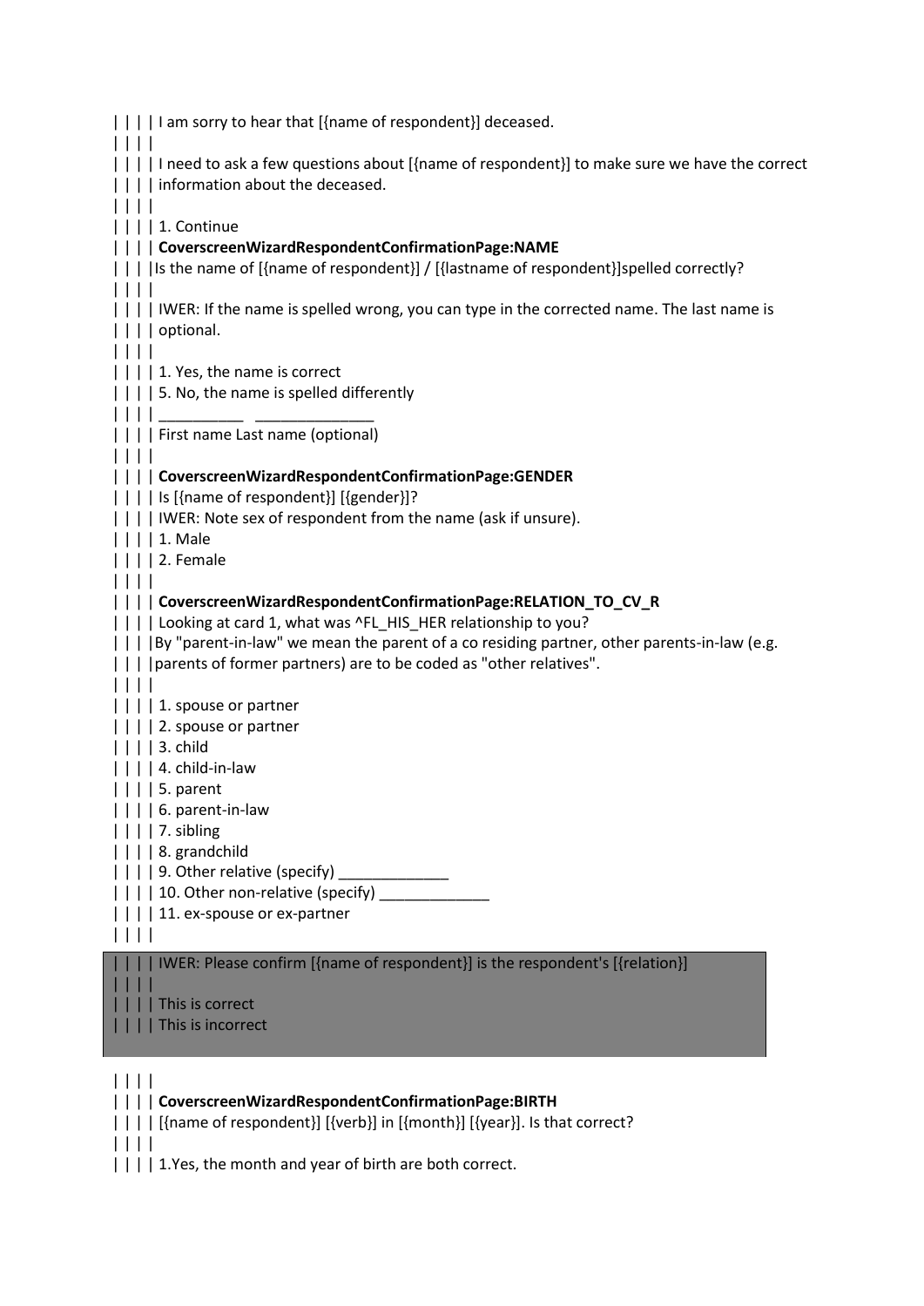| | | | I am sorry to hear that [{name of respondent}] deceased.
| | | |
| | | | I need to ask a few questions about [{name of respondent}] to make sure we have the correct
| | | | information about the deceased.
| | | |
| | | | 1. Continue
| | | | **CoverscreenWizardRespondentConfirmationPage:NAME**
| | | |Is the name of [{name of respondent}] / [{lastname of respondent}]spelled correctly?
| | | |
| | | | IWER: If the name is spelled wrong, you can type in the corrected name. The last name is
| | | | optional.
| | | |
| | | | 1. Yes, the name is correct
| | | | 5. No, the name is spelled differently
| | | | __________ ______________
| | | | First name Last name (optional)
| | | |
| | | | **CoverscreenWizardRespondentConfirmationPage:GENDER**
| | | | Is [{name of respondent}] [{gender}]?
| | | | IWER: Note sex of respondent from the name (ask if unsure).
| | | | 1. Male
| | | | 2. Female
| | | |
| | | | **CoverscreenWizardRespondentConfirmationPage:RELATION_TO_CV_R**
| | | | Looking at card 1, what was ^FL_HIS_HER relationship to you?
| | | |By "parent-in-law" we mean the parent of a co residing partner, other parents-in-law (e.g.
| | | |parents of former partners) are to be coded as "other relatives".
| | | |
| | | | 1. spouse or partner
| | | | 2. spouse or partner
| | | | 3. child
| | | | 4. child-in-law
| | | | 5. parent
| | | | 6. parent-in-law
| | | | 7. sibling
| | | | 8. grandchild
| | | | 9. Other relative (specify) _____________
| | | | 10. Other non-relative (specify) _____________
| | | | 11. ex-spouse or ex-partner
| | | |

| | | | IWER: Please confirm [{name of respondent}] is the respondent's [{relation}]
| | | |
| | | | This is correct
| | | | This is incorrect

| | | |
| | | | **CoverscreenWizardRespondentConfirmationPage:BIRTH**
| | | | [{name of respondent}] [{verb}] in [{month}] [{year}]. Is that correct?
| | | |
| | | | 1.Yes, the month and year of birth are both correct.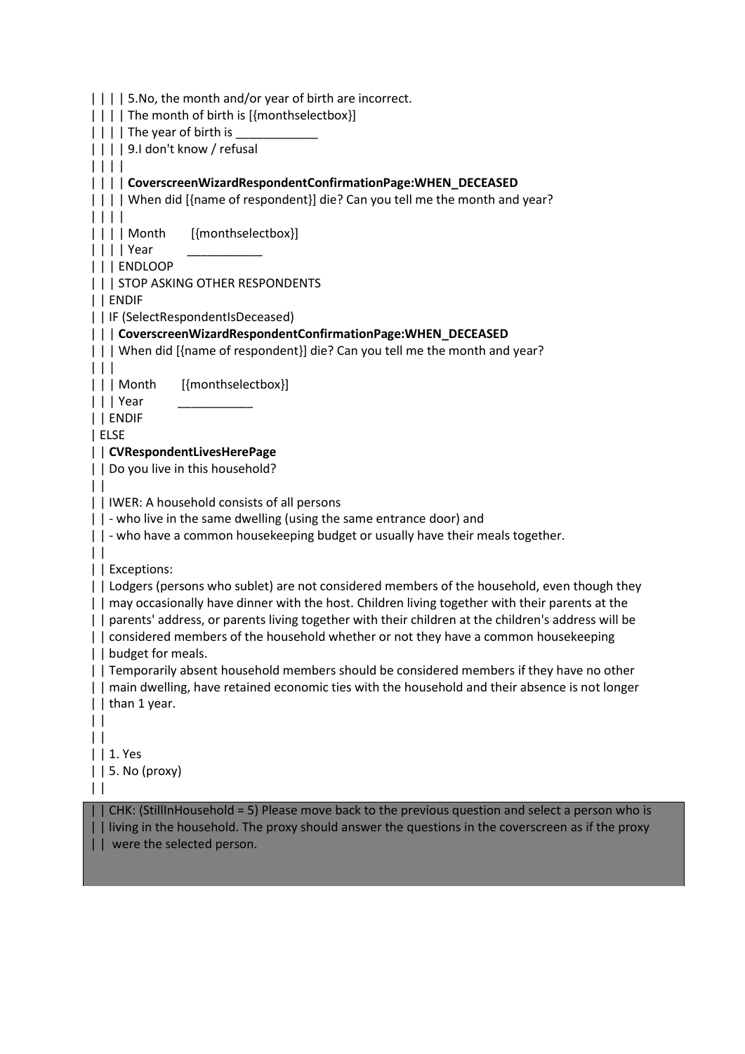| | | | 5.No, the month and/or year of birth are incorrect.
| | | | The month of birth is [{monthselectbox}]
| | | | The year of birth is ____________
| | | | 9.I don't know / refusal
| | | |
| | | | **CoverscreenWizardRespondentConfirmationPage:WHEN_DECEASED**
| | | | When did [{name of respondent}] die? Can you tell me the month and year?
| | | |
| | | | Month [{monthselectbox}]
| | | | Year ___________
| | | ENDLOOP
| | | STOP ASKING OTHER RESPONDENTS
| | ENDIF
| | IF (SelectRespondentIsDeceased)
| | | **CoverscreenWizardRespondentConfirmationPage:WHEN_DECEASED**
| | | When did [{name of respondent}] die? Can you tell me the month and year?
| | |
| | | Month [{monthselectbox}]
| | | Year ___________
| | ENDIF
| ELSE
| | **CVRespondentLivesHerePage**
| | Do you live in this household?
| |
| | IWER: A household consists of all persons
| | - who live in the same dwelling (using the same entrance door) and
| | - who have a common housekeeping budget or usually have their meals together.
| |
| | Exceptions:
| | Lodgers (persons who sublet) are not considered members of the household, even though they
| | may occasionally have dinner with the host. Children living together with their parents at the
| | parents' address, or parents living together with their children at the children's address will be
| | considered members of the household whether or not they have a common housekeeping
| | budget for meals.
| | Temporarily absent household members should be considered members if they have no other
| | main dwelling, have retained economic ties with the household and their absence is not longer
| | than 1 year.
| |
| |
| | 1. Yes
| | 5. No (proxy)
| |
| | CHK: (StillInHousehold = 5) Please move back to the previous question and select a person who is
| | living in the household. The proxy should answer the questions in the coverscreen as if the proxy
| | were the selected person.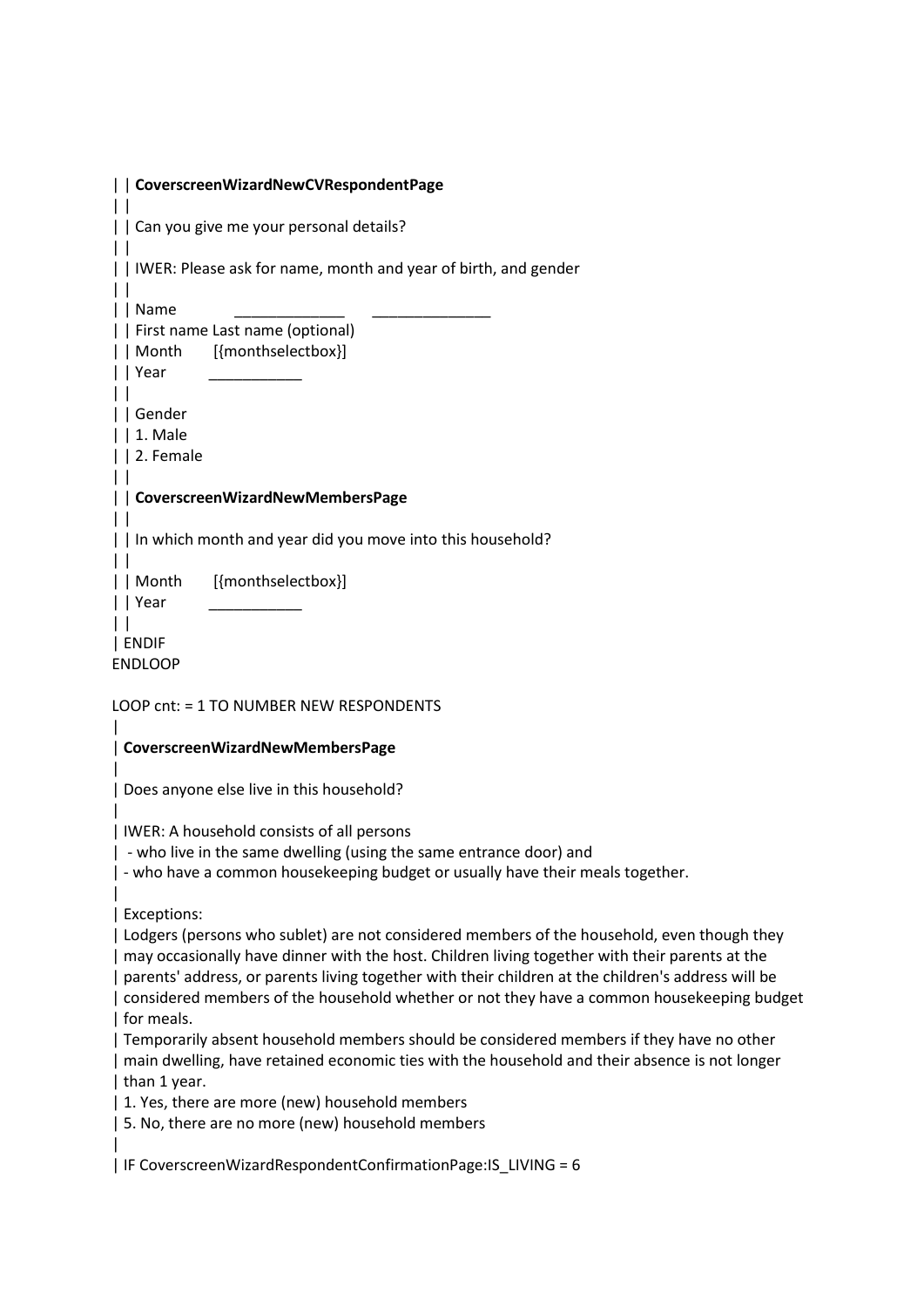```
| | CoverscreenWizardNewCVRespondentPage
| |
| | Can you give me your personal details?
| |
| | IWER: Please ask for name, month and year of birth, and gender
| |
| | Name           _____________      ______________
| | First name Last name (optional)
| | Month       [{monthselectbox}]
| | Year        ___________
| |
| | Gender
| | 1. Male
| | 2. Female
| |
| | CoverscreenWizardNewMembersPage
| |
| | In which month and year did you move into this household?
| |
| | Month       [{monthselectbox}]
| | Year        ___________
| |
| ENDIF
ENDLOOP

LOOP cnt: = 1 TO NUMBER NEW RESPONDENTS
|
| CoverscreenWizardNewMembersPage
|
| Does anyone else live in this household?
|
| IWER: A household consists of all persons
|  - who live in the same dwelling (using the same entrance door) and
| - who have a common housekeeping budget or usually have their meals together.
|
| Exceptions:
| Lodgers (persons who sublet) are not considered members of the household, even though they
| may occasionally have dinner with the host. Children living together with their parents at the
| parents' address, or parents living together with their children at the children's address will be
| considered members of the household whether or not they have a common housekeeping budget
| for meals.
| Temporarily absent household members should be considered members if they have no other
| main dwelling, have retained economic ties with the household and their absence is not longer
| than 1 year.
| 1. Yes, there are more (new) household members
| 5. No, there are no more (new) household members
|
| IF CoverscreenWizardRespondentConfirmationPage:IS_LIVING = 6
```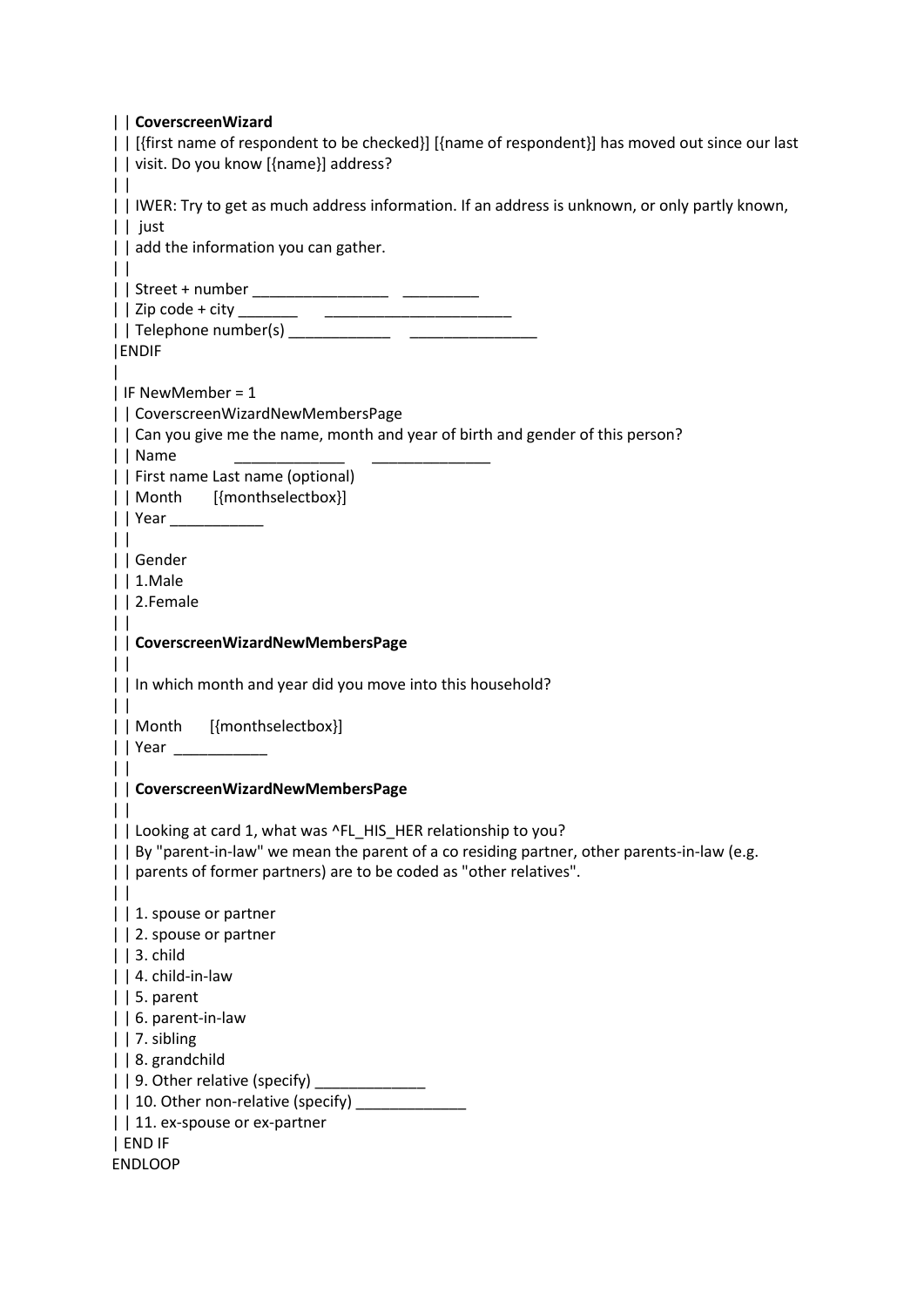| | **CoverscreenWizard**  
| | [{first name of respondent to be checked}] [{name of respondent}] has moved out since our last  
| | visit. Do you know [{name}] address?  
| |  
| | IWER: Try to get as much address information. If an address is unknown, or only partly known,  
| |  just  
| | add the information you can gather.  
| |  
| | Street + number ________________ _________  
| | Zip code + city _______ ______________________  
| | Telephone number(s) ____________ _______________  
|ENDIF  
|  
| IF NewMember = 1  
| | CoverscreenWizardNewMembersPage  
| | Can you give me the name, month and year of birth and gender of this person?  
| | Name _____________ ______________  
| | First name Last name (optional)  
| | Month [{monthselectbox}]  
| | Year ___________  
| |  
| | Gender  
| | 1.Male  
| | 2.Female  
| |  
| | **CoverscreenWizardNewMembersPage**  
| |  
| | In which month and year did you move into this household?  
| |  
| | Month [{monthselectbox}]  
| | Year ___________  
| |  
| | **CoverscreenWizardNewMembersPage**  
| |  
| | Looking at card 1, what was ^FL_HIS_HER relationship to you?  
| | By "parent-in-law" we mean the parent of a co residing partner, other parents-in-law (e.g.  
| | parents of former partners) are to be coded as "other relatives".  
| |  
| | 1. spouse or partner  
| | 2. spouse or partner  
| | 3. child  
| | 4. child-in-law  
| | 5. parent  
| | 6. parent-in-law  
| | 7. sibling  
| | 8. grandchild  
| | 9. Other relative (specify) _____________  
| | 10. Other non-relative (specify) _____________  
| | 11. ex-spouse or ex-partner  
| END IF  
ENDLOOP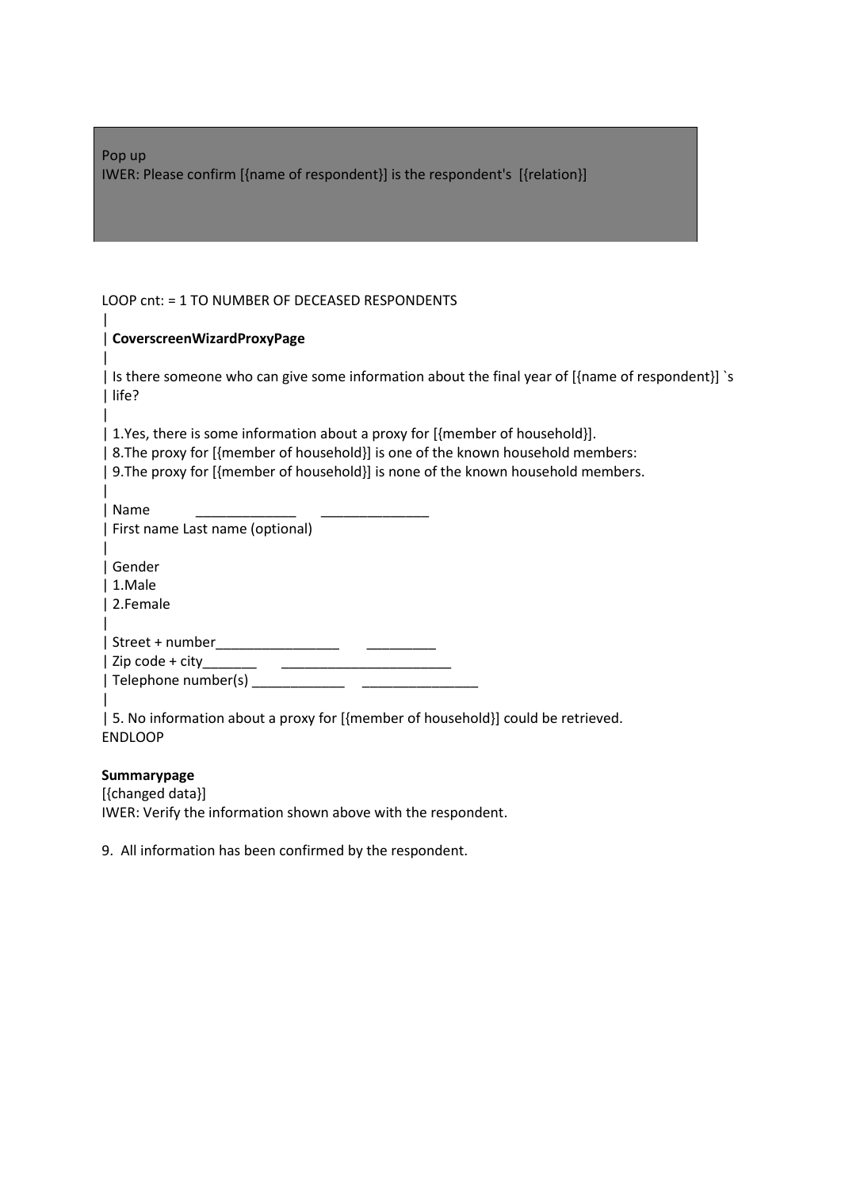Pop up
IWER: Please confirm [{name of respondent}] is the respondent's [{relation}]

LOOP cnt: = 1 TO NUMBER OF DECEASED RESPONDENTS
|
| **CoverscreenWizardProxyPage**
|
| Is there someone who can give some information about the final year of [{name of respondent}] `s
| life?
|
| 1.Yes, there is some information about a proxy for [{member of household}].
| 8.The proxy for [{member of household}] is one of the known household members:
| 9.The proxy for [{member of household}] is none of the known household members.
|
| Name _____________ ______________
| First name Last name (optional)
|
| Gender
| 1.Male
| 2.Female
|
| Street + number________________ _________
| Zip code + city_______ ______________________
| Telephone number(s) ____________ _______________
|
| 5. No information about a proxy for [{member of household}] could be retrieved.
ENDLOOP

**Summarypage**
[{changed data}]
IWER: Verify the information shown above with the respondent.

9. All information has been confirmed by the respondent.